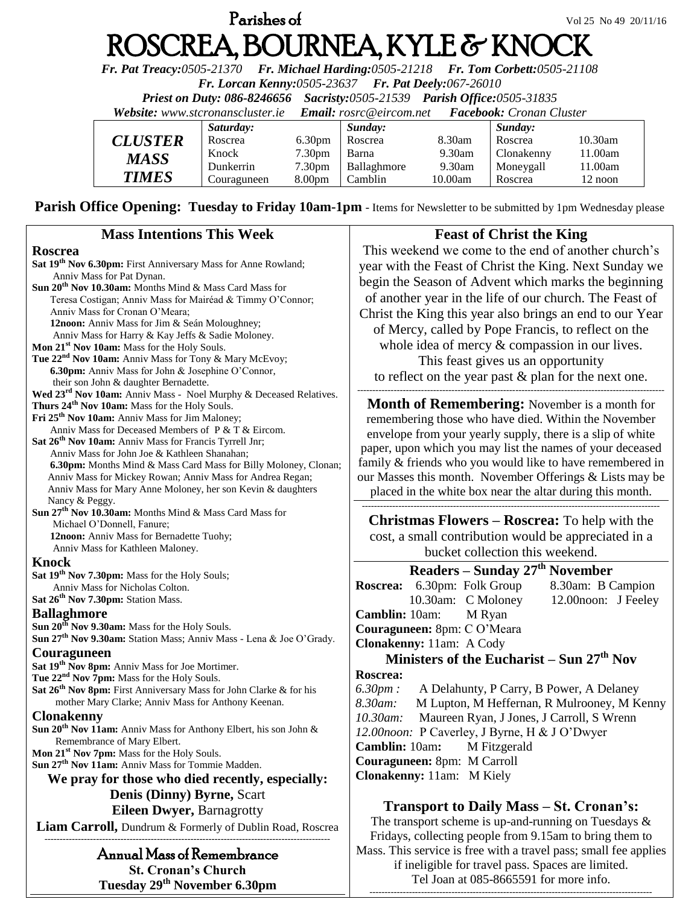Parishes of

# ROSCREA, BOURNEA, KYLE & KNOCK

Vol 25 No 49 20/11/16

***Fr. Pat Treacy:**0505-21370* ***Fr. Michael Harding:**0505-21218* ***Fr. Tom Corbett:**0505-21108*
***Fr. Lorcan Kenny:**0505-23637* ***Fr. Pat Deely:**067-26010*
***Priest on Duty:** 086-8246656* ***Sacristy:**0505-21539* ***Parish Office:**0505-31835*
***Website:** www.stcronanscluster.ie* ***Email:** rosrc@eircom.net* ***Facebook:** Cronan Cluster*

| | Saturday: | | Sunday: | | Sunday: | |
|---|---|---|---|---|---|---|
| **CLUSTER MASS TIMES** | Roscrea | 6.30pm | Roscrea | 8.30am | Roscrea | 10.30am |
| | Knock | 7.30pm | Barna | 9.30am | Clonakenny | 11.00am |
| | Dunkerrin | 7.30pm | Ballaghmore | 9.30am | Moneygall | 11.00am |
| | Couraguneen | 8.00pm | Camblin | 10.00am | Roscrea | 12 noon |

**Parish Office Opening: Tuesday to Friday 10am-1pm** - Items for Newsletter to be submitted by 1pm Wednesday please

## Mass Intentions This Week

### Roscrea

**Sat 19th Nov 6.30pm:** First Anniversary Mass for Anne Rowland; Anniv Mass for Pat Dynan.
**Sun 20th Nov 10.30am:** Months Mind & Mass Card Mass for Teresa Costigan; Anniv Mass for Mairéad & Timmy O'Connor; Anniv Mass for Cronan O'Meara;
**12noon:** Anniv Mass for Jim & Seán Moloughney; Anniv Mass for Harry & Kay Jeffs & Sadie Moloney.
**Mon 21st Nov 10am:** Mass for the Holy Souls.
**Tue 22nd Nov 10am:** Anniv Mass for Tony & Mary McEvoy;
**6.30pm:** Anniv Mass for John & Josephine O'Connor, their son John & daughter Bernadette.
**Wed 23rd Nov 10am:** Anniv Mass - Noel Murphy & Deceased Relatives.
**Thurs 24th Nov 10am:** Mass for the Holy Souls.
**Fri 25th Nov 10am:** Anniv Mass for Jim Maloney; Anniv Mass for Deceased Members of P & T & Eircom.
**Sat 26th Nov 10am:** Anniv Mass for Francis Tyrrell Jnr; Anniv Mass for John Joe & Kathleen Shanahan;
**6.30pm:** Months Mind & Mass Card Mass for Billy Moloney, Clonan; Anniv Mass for Mickey Rowan; Anniv Mass for Andrea Regan; Anniv Mass for Mary Anne Moloney, her son Kevin & daughters Nancy & Peggy.
**Sun 27th Nov 10.30am:** Months Mind & Mass Card Mass for Michael O'Donnell, Fanure;
**12noon:** Anniv Mass for Bernadette Tuohy; Anniv Mass for Kathleen Maloney.

### Knock

**Sat 19th Nov 7.30pm:** Mass for the Holy Souls; Anniv Mass for Nicholas Colton.
**Sat 26th Nov 7.30pm:** Station Mass.

### Ballaghmore

**Sun 20th Nov 9.30am:** Mass for the Holy Souls.
**Sun 27th Nov 9.30am:** Station Mass; Anniv Mass - Lena & Joe O'Grady.

### Couraguneen

**Sat 19th Nov 8pm:** Anniv Mass for Joe Mortimer.
**Tue 22nd Nov 7pm:** Mass for the Holy Souls.
**Sat 26th Nov 8pm:** First Anniversary Mass for John Clarke & for his mother Mary Clarke; Anniv Mass for Anthony Keenan.

### Clonakenny

**Sun 20th Nov 11am:** Anniv Mass for Anthony Elbert, his son John & Remembrance of Mary Elbert.
**Mon 21st Nov 7pm:** Mass for the Holy Souls.
**Sun 27th Nov 11am:** Anniv Mass for Tommie Madden.

**We pray for those who died recently, especially:**
**Denis (Dinny) Byrne,** Scart
**Eileen Dwyer,** Barnagrotty
**Liam Carroll,** Dundrum & Formerly of Dublin Road, Roscrea

---

## Annual Mass of Remembrance

**St. Cronan's Church**
**Tuesday 29th November 6.30pm**

## Feast of Christ the King

This weekend we come to the end of another church's year with the Feast of Christ the King. Next Sunday we begin the Season of Advent which marks the beginning of another year in the life of our church. The Feast of Christ the King this year also brings an end to our Year of Mercy, called by Pope Francis, to reflect on the whole idea of mercy & compassion in our lives. This feast gives us an opportunity to reflect on the year past & plan for the next one.

---

**Month of Remembering:** November is a month for remembering those who have died. Within the November envelope from your yearly supply, there is a slip of white paper, upon which you may list the names of your deceased family & friends who you would like to have remembered in our Masses this month. November Offerings & Lists may be placed in the white box near the altar during this month.

---

**Christmas Flowers – Roscrea:** To help with the cost, a small contribution would be appreciated in a bucket collection this weekend.

## Readers – Sunday 27th November

**Roscrea:** 6.30pm: Folk Group 8.30am: B Campion
10.30am: C Moloney 12.00noon: J Feeley
**Camblin:** 10am: M Ryan
**Couraguneen:** 8pm: C O'Meara
**Clonakenny:** 11am: A Cody

## Ministers of the Eucharist – Sun 27th Nov

**Roscrea:**
*6.30pm :* A Delahunty, P Carry, B Power, A Delaney
*8.30am:* M Lupton, M Heffernan, R Mulrooney, M Kenny
*10.30am:* Maureen Ryan, J Jones, J Carroll, S Wrenn
*12.00noon:* P Caverley, J Byrne, H & J O'Dwyer
**Camblin:** 10am**:** M Fitzgerald
**Couraguneen:** 8pm: M Carroll
**Clonakenny:** 11am: M Kiely

## Transport to Daily Mass – St. Cronan's:

The transport scheme is up-and-running on Tuesdays & Fridays, collecting people from 9.15am to bring them to Mass. This service is free with a travel pass; small fee applies if ineligible for travel pass. Spaces are limited. Tel Joan at 085-8665591 for more info.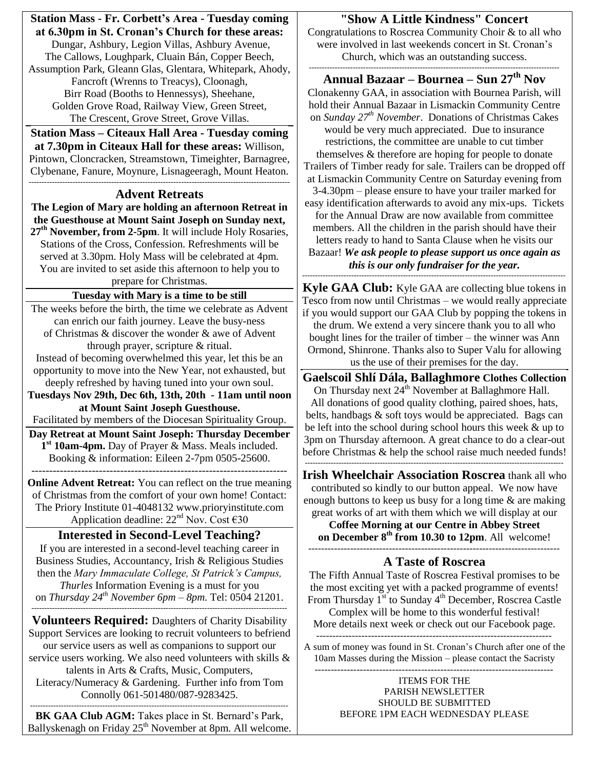**Station Mass - Fr. Corbett's Area - Tuesday coming at 6.30pm in St. Cronan's Church for these areas:**
Dungar, Ashbury, Legion Villas, Ashbury Avenue, The Callows, Loughpark, Cluain Bán, Copper Beech, Assumption Park, Gleann Glas, Glentara, Whitepark, Ahody, Fancroft (Wrenns to Treacys), Cloonagh, Birr Road (Booths to Hennessys), Sheehane, Golden Grove Road, Railway View, Green Street, The Crescent, Grove Street, Grove Villas.

**Station Mass – Citeaux Hall Area - Tuesday coming at 7.30pm in Citeaux Hall for these areas:** Willison, Pintown, Cloncracken, Streamstown, Timeighter, Barnagree, Clybenane, Fanure, Moynure, Lisnageeragh, Mount Heaton.

---

## Advent Retreats

**The Legion of Mary are holding an afternoon Retreat in the Guesthouse at Mount Saint Joseph on Sunday next, 27th November, from 2-5pm**. It will include Holy Rosaries, Stations of the Cross, Confession. Refreshments will be served at 3.30pm. Holy Mass will be celebrated at 4pm. You are invited to set aside this afternoon to help you to prepare for Christmas.

**Tuesday with Mary is a time to be still**

The weeks before the birth, the time we celebrate as Advent can enrich our faith journey. Leave the busy-ness of Christmas & discover the wonder & awe of Advent through prayer, scripture & ritual.
Instead of becoming overwhelmed this year, let this be an opportunity to move into the New Year, not exhausted, but deeply refreshed by having tuned into your own soul.
**Tuesdays Nov 29th, Dec 6th, 13th, 20th - 11am until noon at Mount Saint Joseph Guesthouse.**
Facilitated by members of the Diocesan Spirituality Group.

**Day Retreat at Mount Saint Joseph: Thursday December 1st 10am-4pm.** Day of Prayer & Mass. Meals included. Booking & information: Eileen 2-7pm 0505-25600.

---

**Online Advent Retreat:** You can reflect on the true meaning of Christmas from the comfort of your own home! Contact: The Priory Institute 01-4048132 www.prioryinstitute.com Application deadline: 22nd Nov. Cost €30

## Interested in Second-Level Teaching?

If you are interested in a second-level teaching career in Business Studies, Accountancy, Irish & Religious Studies then the *Mary Immaculate College, St Patrick's Campus, Thurles* Information Evening is a must for you on *Thursday 24th November 6pm – 8pm.* Tel: 0504 21201.

---

**Volunteers Required:** Daughters of Charity Disability Support Services are looking to recruit volunteers to befriend our service users as well as companions to support our service users working. We also need volunteers with skills & talents in Arts & Crafts, Music, Computers, Literacy/Numeracy & Gardening. Further info from Tom Connolly 061-501480/087-9283425.

---

**BK GAA Club AGM:** Takes place in St. Bernard's Park, Ballyskenagh on Friday 25th November at 8pm. All welcome.

## "Show A Little Kindness" Concert

Congratulations to Roscrea Community Choir & to all who were involved in last weekends concert in St. Cronan's Church, which was an outstanding success.

---

## Annual Bazaar – Bournea – Sun 27th Nov

Clonakenny GAA, in association with Bournea Parish, will hold their Annual Bazaar in Lismackin Community Centre on *Sunday 27th November*. Donations of Christmas Cakes would be very much appreciated. Due to insurance restrictions, the committee are unable to cut timber themselves & therefore are hoping for people to donate Trailers of Timber ready for sale. Trailers can be dropped off at Lismackin Community Centre on Saturday evening from 3-4.30pm – please ensure to have your trailer marked for easy identification afterwards to avoid any mix-ups. Tickets for the Annual Draw are now available from committee members. All the children in the parish should have their letters ready to hand to Santa Clause when he visits our Bazaar! ***We ask people to please support us once again as this is our only fundraiser for the year.***

---

**Kyle GAA Club:** Kyle GAA are collecting blue tokens in Tesco from now until Christmas – we would really appreciate if you would support our GAA Club by popping the tokens in the drum. We extend a very sincere thank you to all who bought lines for the trailer of timber – the winner was Ann Ormond, Shinrone. Thanks also to Super Valu for allowing us the use of their premises for the day.

**Gaelscoil Shlí Dála, Ballaghmore Clothes Collection**
On Thursday next 24th November at Ballaghmore Hall. All donations of good quality clothing, paired shoes, hats, belts, handbags & soft toys would be appreciated. Bags can be left into the school during school hours this week & up to 3pm on Thursday afternoon. A great chance to do a clear-out before Christmas & help the school raise much needed funds!

---

**Irish Wheelchair Association Roscrea** thank all who contributed so kindly to our button appeal. We now have enough buttons to keep us busy for a long time & are making great works of art with them which we will display at our **Coffee Morning at our Centre in Abbey Street on December 8th from 10.30 to 12pm**. All welcome!

---

## A Taste of Roscrea

The Fifth Annual Taste of Roscrea Festival promises to be the most exciting yet with a packed programme of events! From Thursday 1st to Sunday 4th December, Roscrea Castle Complex will be home to this wonderful festival! More details next week or check out our Facebook page.

---

A sum of money was found in St. Cronan's Church after one of the 10am Masses during the Mission – please contact the Sacristy

---

ITEMS FOR THE PARISH NEWSLETTER SHOULD BE SUBMITTED BEFORE 1PM EACH WEDNESDAY PLEASE